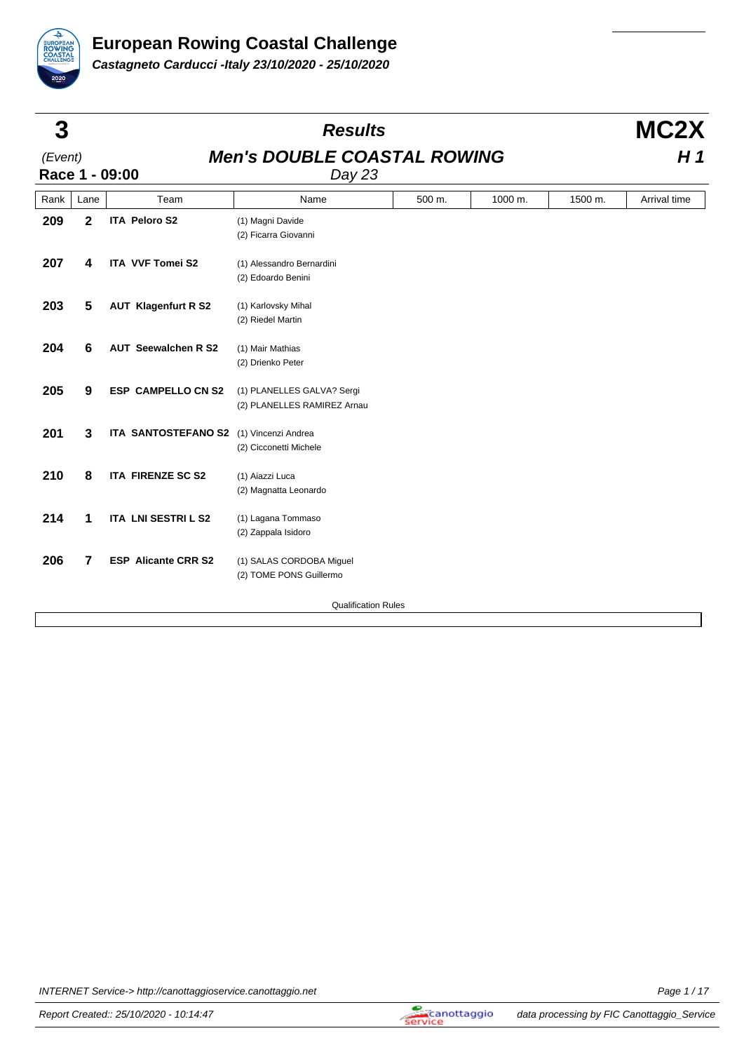# European Rowing Coastal Challenge

***Castagneto Carducci -Italy 23/10/2020 - 25/10/2020***

## 3 — *Results* — MC2X

(Event) — ***Men's DOUBLE COASTAL ROWING*** — ***H 1***

**Race 1 - 09:00** — *Day 23*

| Rank | Lane | Team | Name | 500 m. | 1000 m. | 1500 m. | Arrival time |
|---|---|---|---|---|---|---|---|
| **209** | **2** | **ITA Peloro S2** | (1) Magni Davide<br>(2) Ficarra Giovanni | | | | |
| **207** | **4** | **ITA VVF Tomei S2** | (1) Alessandro Bernardini<br>(2) Edoardo Benini | | | | |
| **203** | **5** | **AUT Klagenfurt R S2** | (1) Karlovsky Mihal<br>(2) Riedel Martin | | | | |
| **204** | **6** | **AUT Seewalchen R S2** | (1) Mair Mathias<br>(2) Drienko Peter | | | | |
| **205** | **9** | **ESP CAMPELLO CN S2** | (1) PLANELLES GALVA? Sergi<br>(2) PLANELLES RAMIREZ Arnau | | | | |
| **201** | **3** | **ITA SANTOSTEFANO S2** | (1) Vincenzi Andrea<br>(2) Cicconetti Michele | | | | |
| **210** | **8** | **ITA FIRENZE SC S2** | (1) Aiazzi Luca<br>(2) Magnatta Leonardo | | | | |
| **214** | **1** | **ITA LNI SESTRI L S2** | (1) Lagana Tommaso<br>(2) Zappala Isidoro | | | | |
| **206** | **7** | **ESP Alicante CRR S2** | (1) SALAS CORDOBA Miguel<br>(2) TOME PONS Guillermo | | | | |

Qualification Rules

INTERNET Service-> http://canottaggioservice.canottaggio.net

Report Created:: 25/10/2020 - 10:14:47

data processing by FIC Canottaggio_Service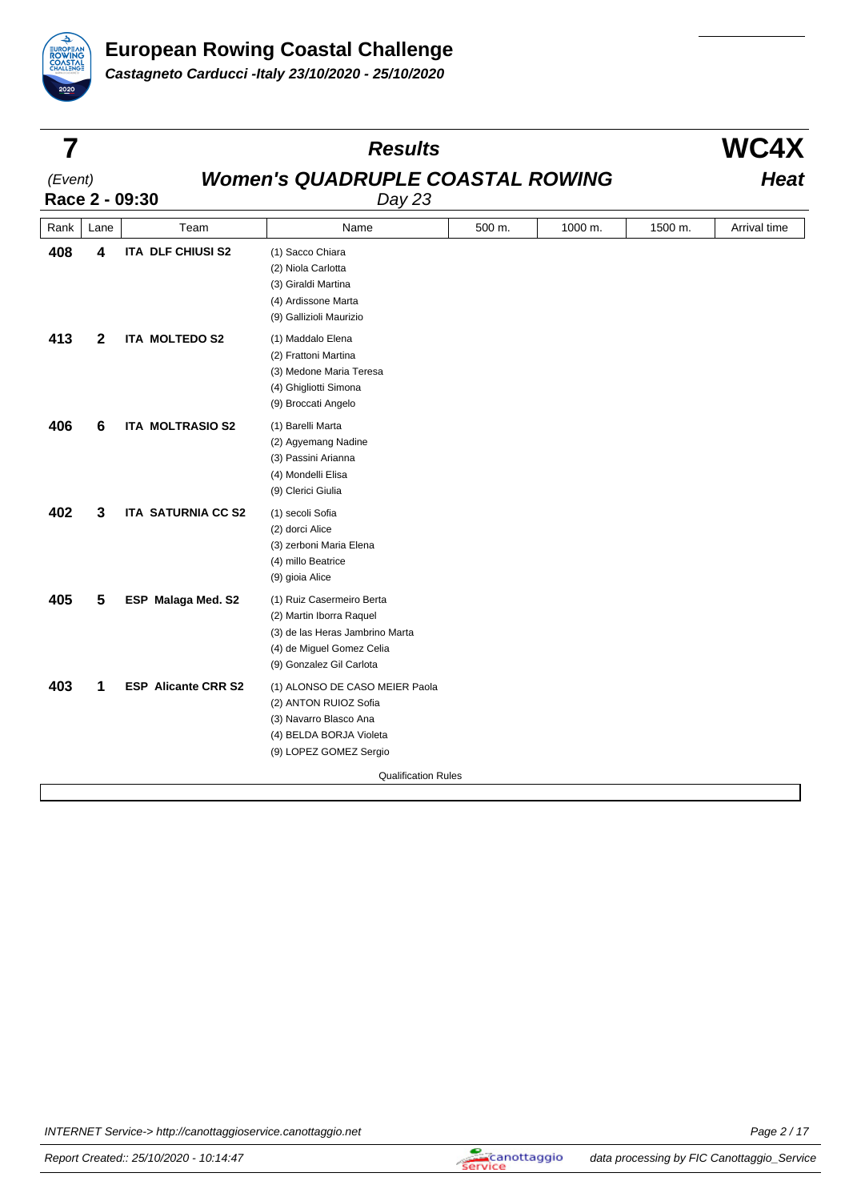# European Rowing Coastal Challenge

***Castagneto Carducci -Italy 23/10/2020 - 25/10/2020***

## 7 — Results — WC4X

*(Event)*

**Women's QUADRUPLE COASTAL ROWING** — ***Heat***

**Race 2 - 09:30** — *Day 23*

| Rank | Lane | Team | Name | 500 m. | 1000 m. | 1500 m. | Arrival time |
|---|---|---|---|---|---|---|---|
| **408** | **4** | **ITA DLF CHIUSI S2** | (1) Sacco Chiara<br>(2) Niola Carlotta<br>(3) Giraldi Martina<br>(4) Ardissone Marta<br>(9) Gallizioli Maurizio | | | | |
| **413** | **2** | **ITA MOLTEDO S2** | (1) Maddalo Elena<br>(2) Frattoni Martina<br>(3) Medone Maria Teresa<br>(4) Ghigliotti Simona<br>(9) Broccati Angelo | | | | |
| **406** | **6** | **ITA MOLTRASIO S2** | (1) Barelli Marta<br>(2) Agyemang Nadine<br>(3) Passini Arianna<br>(4) Mondelli Elisa<br>(9) Clerici Giulia | | | | |
| **402** | **3** | **ITA SATURNIA CC S2** | (1) secoli Sofia<br>(2) dorci Alice<br>(3) zerboni Maria Elena<br>(4) millo Beatrice<br>(9) gioia Alice | | | | |
| **405** | **5** | **ESP Malaga Med. S2** | (1) Ruiz Casermeiro Berta<br>(2) Martin Iborra Raquel<br>(3) de las Heras Jambrino Marta<br>(4) de Miguel Gomez Celia<br>(9) Gonzalez Gil Carlota | | | | |
| **403** | **1** | **ESP Alicante CRR S2** | (1) ALONSO DE CASO MEIER Paola<br>(2) ANTON RUIOZ Sofia<br>(3) Navarro Blasco Ana<br>(4) BELDA BORJA Violeta<br>(9) LOPEZ GOMEZ Sergio | | | | |

Qualification Rules

INTERNET Service-> http://canottaggioservice.canottaggio.net

Report Created:: 25/10/2020 - 10:14:47

data processing by FIC Canottaggio_Service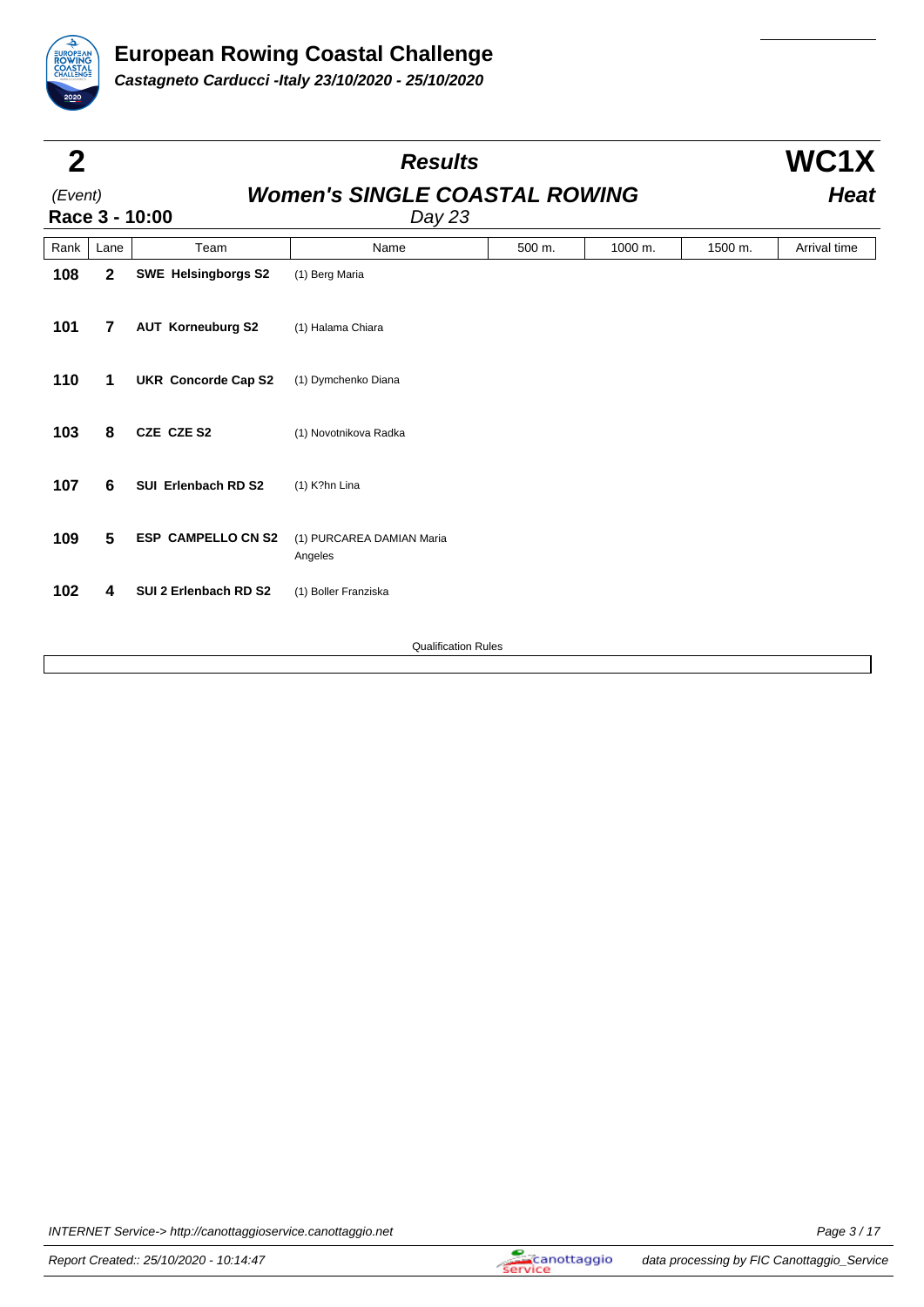# European Rowing Coastal Challenge

***Castagneto Carducci -Italy 23/10/2020 - 25/10/2020***

## 2 — *Results* — WC1X

*(Event)* — ***Women's SINGLE COASTAL ROWING*** — ***Heat***

**Race 3 - 10:00** — *Day 23*

| Rank | Lane | Team | Name | 500 m. | 1000 m. | 1500 m. | Arrival time |
|---|---|---|---|---|---|---|---|
| **108** | **2** | **SWE Helsingborgs S2** | (1) Berg Maria | | | | |
| **101** | **7** | **AUT Korneuburg S2** | (1) Halama Chiara | | | | |
| **110** | **1** | **UKR Concorde Cap S2** | (1) Dymchenko Diana | | | | |
| **103** | **8** | **CZE CZE S2** | (1) Novotnikova Radka | | | | |
| **107** | **6** | **SUI Erlenbach RD S2** | (1) K?hn Lina | | | | |
| **109** | **5** | **ESP CAMPELLO CN S2** | (1) PURCAREA DAMIAN Maria Angeles | | | | |
| **102** | **4** | **SUI 2 Erlenbach RD S2** | (1) Boller Franziska | | | | |

Qualification Rules

INTERNET Service-> http://canottaggioservice.canottaggio.net

Report Created:: 25/10/2020 - 10:14:47

data processing by FIC Canottaggio_Service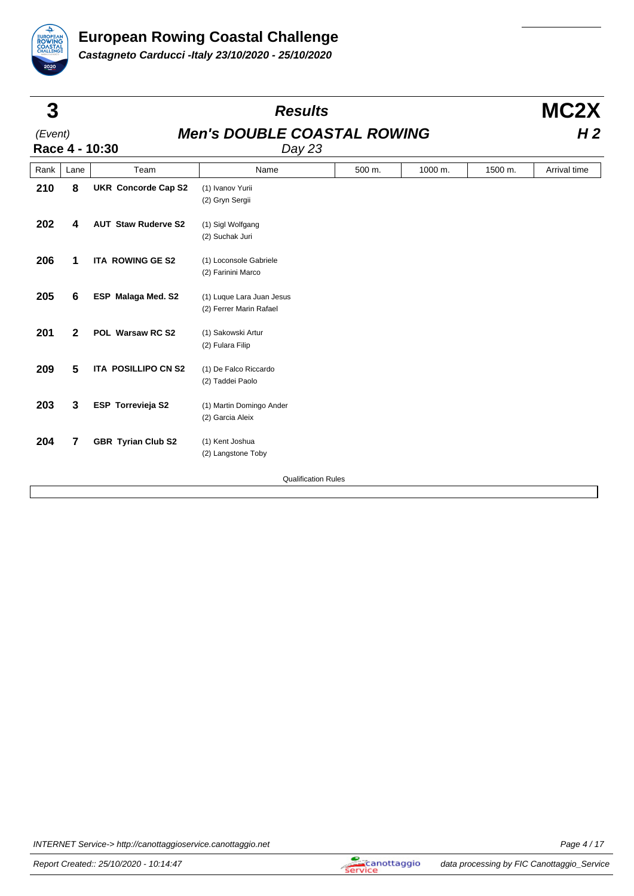# European Rowing Coastal Challenge

***Castagneto Carducci -Italy 23/10/2020 - 25/10/2020***

**3** (Event)

**Race 4 - 10:30**

## *Results*

## *Men's DOUBLE COASTAL ROWING*

*Day 23*

**MC2X**

***H 2***

| Rank | Lane | Team | Name | 500 m. | 1000 m. | 1500 m. | Arrival time |
|---|---|---|---|---|---|---|---|
| **210** | **8** | **UKR Concorde Cap S2** | (1) Ivanov Yurii<br>(2) Gryn Sergii | | | | |
| **202** | **4** | **AUT Staw Ruderve S2** | (1) Sigl Wolfgang<br>(2) Suchak Juri | | | | |
| **206** | **1** | **ITA ROWING GE S2** | (1) Loconsole Gabriele<br>(2) Farinini Marco | | | | |
| **205** | **6** | **ESP Malaga Med. S2** | (1) Luque Lara Juan Jesus<br>(2) Ferrer Marin Rafael | | | | |
| **201** | **2** | **POL Warsaw RC S2** | (1) Sakowski Artur<br>(2) Fulara Filip | | | | |
| **209** | **5** | **ITA POSILLIPO CN S2** | (1) De Falco Riccardo<br>(2) Taddei Paolo | | | | |
| **203** | **3** | **ESP Torrevieja S2** | (1) Martin Domingo Ander<br>(2) Garcia Aleix | | | | |
| **204** | **7** | **GBR Tyrian Club S2** | (1) Kent Joshua<br>(2) Langstone Toby | | | | |

Qualification Rules

INTERNET Service-> http://canottaggioservice.canottaggio.net

Report Created:: 25/10/2020 - 10:14:47

data processing by FIC Canottaggio_Service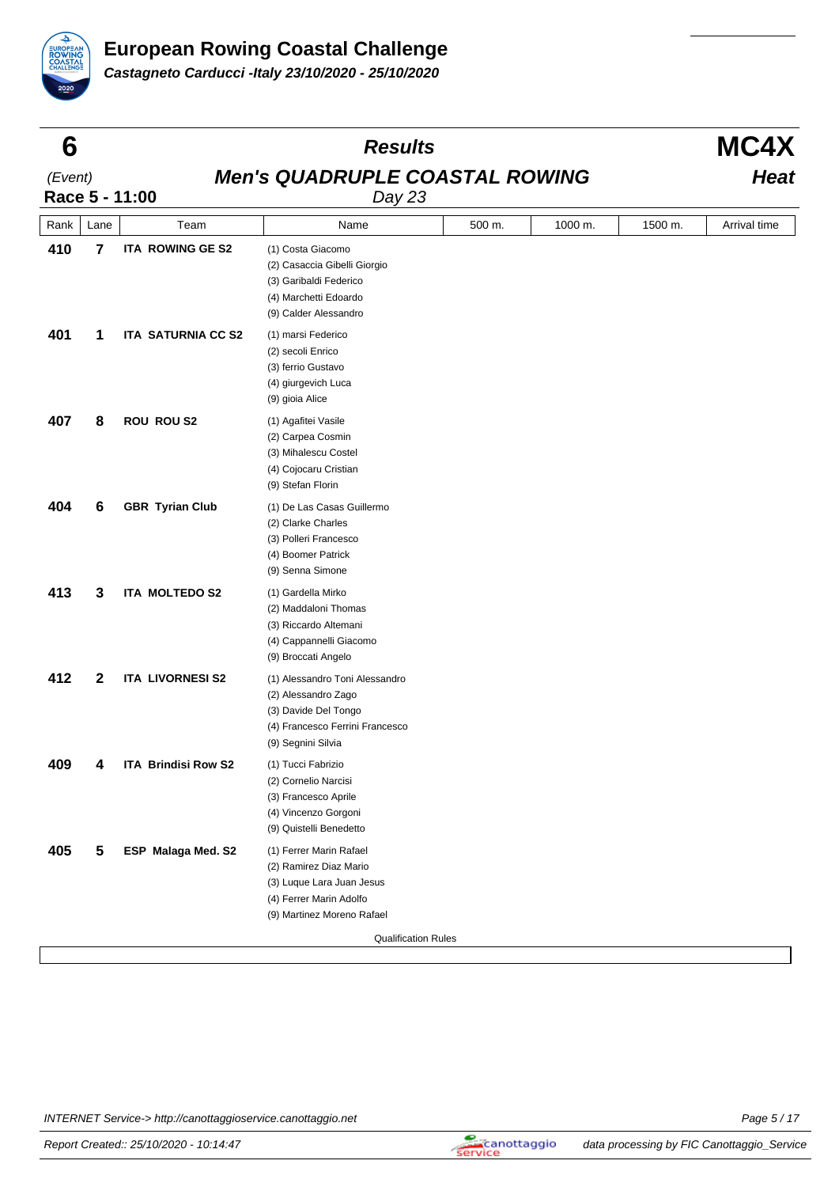# European Rowing Coastal Challenge

***Castagneto Carducci -Italy 23/10/2020 - 25/10/2020***

| **6** | ***Results*** | **MC4X** |
|---|---|---|
| *(Event)* | ***Men's QUADRUPLE COASTAL ROWING*** | ***Heat*** |
| **Race 5 - 11:00** | *Day 23* | |

| Rank | Lane | Team | Name | 500 m. | 1000 m. | 1500 m. | Arrival time |
|---|---|---|---|---|---|---|---|
| **410** | **7** | **ITA ROWING GE S2** | (1) Costa Giacomo<br>(2) Casaccia Gibelli Giorgio<br>(3) Garibaldi Federico<br>(4) Marchetti Edoardo<br>(9) Calder Alessandro | | | | |
| **401** | **1** | **ITA SATURNIA CC S2** | (1) marsi Federico<br>(2) secoli Enrico<br>(3) ferrio Gustavo<br>(4) giurgevich Luca<br>(9) gioia Alice | | | | |
| **407** | **8** | **ROU ROU S2** | (1) Agafitei Vasile<br>(2) Carpea Cosmin<br>(3) Mihalescu Costel<br>(4) Cojocaru Cristian<br>(9) Stefan Florin | | | | |
| **404** | **6** | **GBR Tyrian Club** | (1) De Las Casas Guillermo<br>(2) Clarke Charles<br>(3) Polleri Francesco<br>(4) Boomer Patrick<br>(9) Senna Simone | | | | |
| **413** | **3** | **ITA MOLTEDO S2** | (1) Gardella Mirko<br>(2) Maddaloni Thomas<br>(3) Riccardo Altemani<br>(4) Cappannelli Giacomo<br>(9) Broccati Angelo | | | | |
| **412** | **2** | **ITA LIVORNESI S2** | (1) Alessandro Toni Alessandro<br>(2) Alessandro Zago<br>(3) Davide Del Tongo<br>(4) Francesco Ferrini Francesco<br>(9) Segnini Silvia | | | | |
| **409** | **4** | **ITA Brindisi Row S2** | (1) Tucci Fabrizio<br>(2) Cornelio Narcisi<br>(3) Francesco Aprile<br>(4) Vincenzo Gorgoni<br>(9) Quistelli Benedetto | | | | |
| **405** | **5** | **ESP Malaga Med. S2** | (1) Ferrer Marin Rafael<br>(2) Ramirez Diaz Mario<br>(3) Luque Lara Juan Jesus<br>(4) Ferrer Marin Adolfo<br>(9) Martinez Moreno Rafael | | | | |

Qualification Rules

INTERNET Service-> http://canottaggioservice.canottaggio.net

Report Created:: 25/10/2020 - 10:14:47

data processing by FIC Canottaggio_Service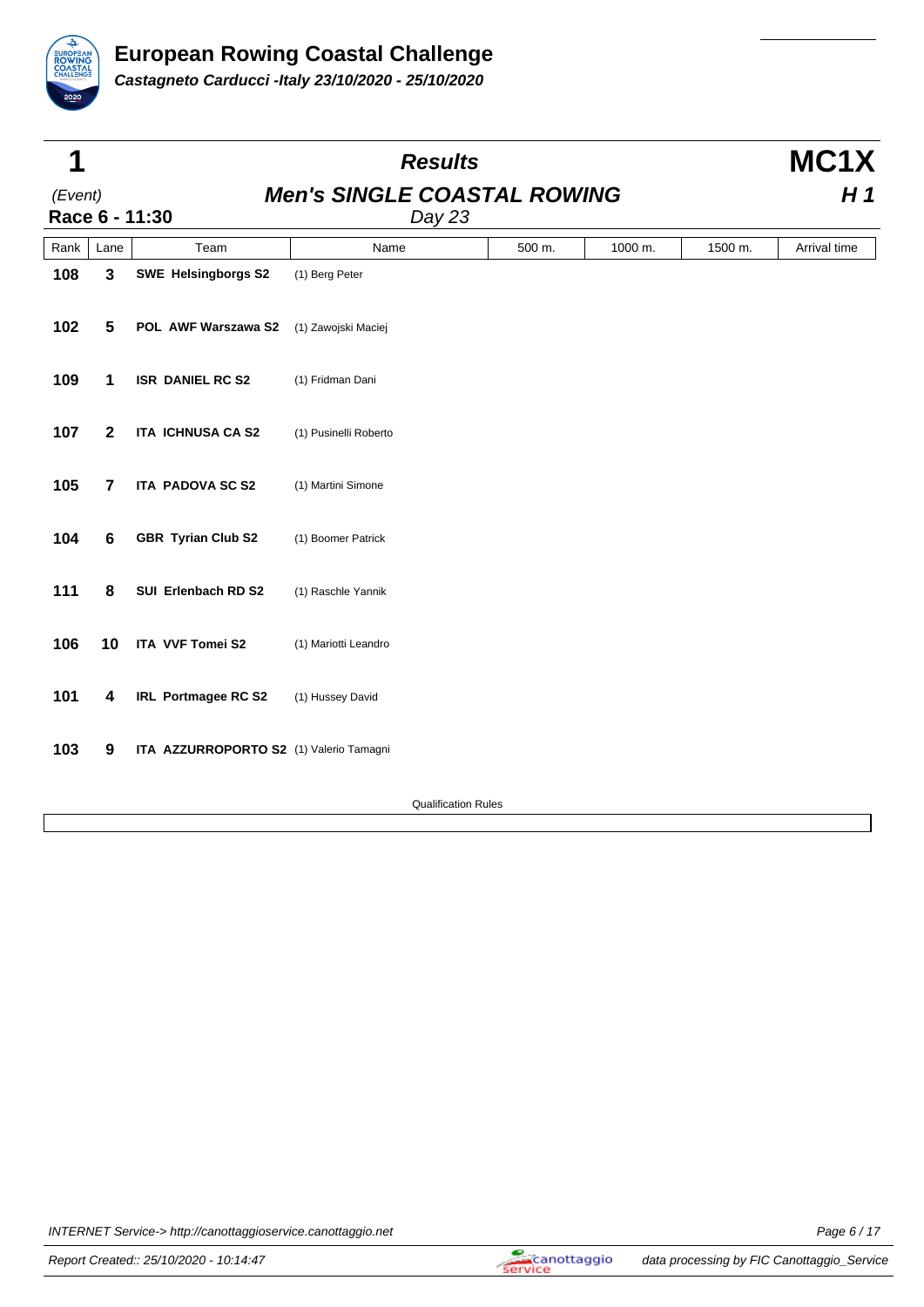# European Rowing Coastal Challenge

***Castagneto Carducci -Italy 23/10/2020 - 25/10/2020***

| **1** | ***Results*** | **MC1X** |
|---|---|---|
| *(Event)* | ***Men's SINGLE COASTAL ROWING*** | ***H 1*** |
| **Race 6 - 11:30** | *Day 23* | |

| Rank | Lane | Team | Name | 500 m. | 1000 m. | 1500 m. | Arrival time |
|---|---|---|---|---|---|---|---|
| **108** | **3** | **SWE Helsingborgs S2** | (1) Berg Peter | | | | |
| **102** | **5** | **POL AWF Warszawa S2** | (1) Zawojski Maciej | | | | |
| **109** | **1** | **ISR DANIEL RC S2** | (1) Fridman Dani | | | | |
| **107** | **2** | **ITA ICHNUSA CA S2** | (1) Pusinelli Roberto | | | | |
| **105** | **7** | **ITA PADOVA SC S2** | (1) Martini Simone | | | | |
| **104** | **6** | **GBR Tyrian Club S2** | (1) Boomer Patrick | | | | |
| **111** | **8** | **SUI Erlenbach RD S2** | (1) Raschle Yannik | | | | |
| **106** | **10** | **ITA VVF Tomei S2** | (1) Mariotti Leandro | | | | |
| **101** | **4** | **IRL Portmagee RC S2** | (1) Hussey David | | | | |
| **103** | **9** | **ITA AZZURROPORTO S2** | (1) Valerio Tamagni | | | | |

Qualification Rules

INTERNET Service-> http://canottaggioservice.canottaggio.net

Report Created:: 25/10/2020 - 10:14:47

data processing by FIC Canottaggio_Service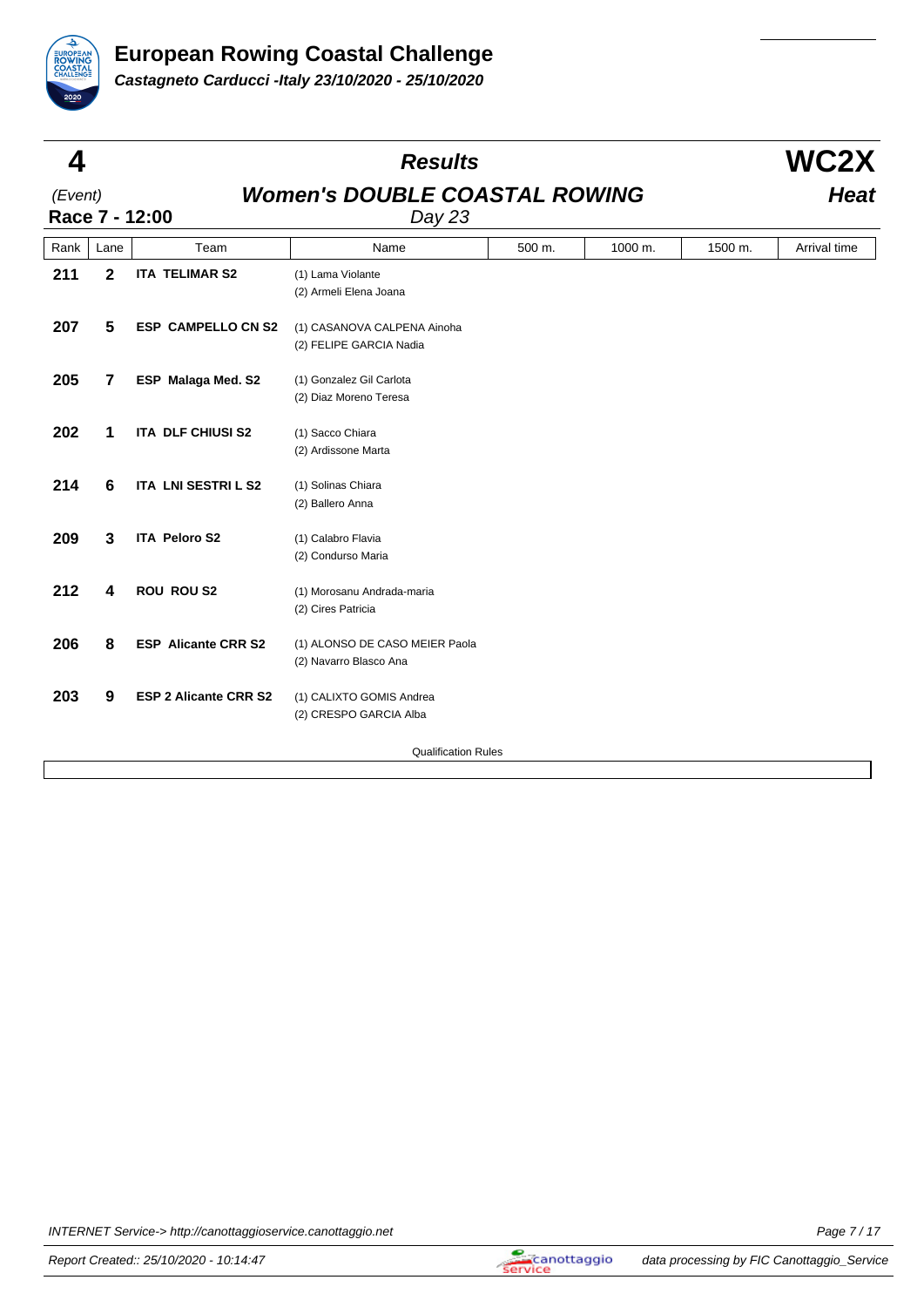# European Rowing Coastal Challenge

***Castagneto Carducci -Italy 23/10/2020 - 25/10/2020***

## 4 — Results — WC2X

(Event) **Women's DOUBLE COASTAL ROWING** — ***Heat***

**Race 7 - 12:00** — *Day 23*

| Rank | Lane | Team | Name | 500 m. | 1000 m. | 1500 m. | Arrival time |
|---|---|---|---|---|---|---|---|
| **211** | **2** | **ITA TELIMAR S2** | (1) Lama Violante<br>(2) Armeli Elena Joana | | | | |
| **207** | **5** | **ESP CAMPELLO CN S2** | (1) CASANOVA CALPENA Ainoha<br>(2) FELIPE GARCIA Nadia | | | | |
| **205** | **7** | **ESP Malaga Med. S2** | (1) Gonzalez Gil Carlota<br>(2) Diaz Moreno Teresa | | | | |
| **202** | **1** | **ITA DLF CHIUSI S2** | (1) Sacco Chiara<br>(2) Ardissone Marta | | | | |
| **214** | **6** | **ITA LNI SESTRI L S2** | (1) Solinas Chiara<br>(2) Ballero Anna | | | | |
| **209** | **3** | **ITA Peloro S2** | (1) Calabro Flavia<br>(2) Condurso Maria | | | | |
| **212** | **4** | **ROU ROU S2** | (1) Morosanu Andrada-maria<br>(2) Cires Patricia | | | | |
| **206** | **8** | **ESP Alicante CRR S2** | (1) ALONSO DE CASO MEIER Paola<br>(2) Navarro Blasco Ana | | | | |
| **203** | **9** | **ESP 2 Alicante CRR S2** | (1) CALIXTO GOMIS Andrea<br>(2) CRESPO GARCIA Alba | | | | |

Qualification Rules

INTERNET Service-> http://canottaggioservice.canottaggio.net

Report Created:: 25/10/2020 - 10:14:47 — data processing by FIC Canottaggio_Service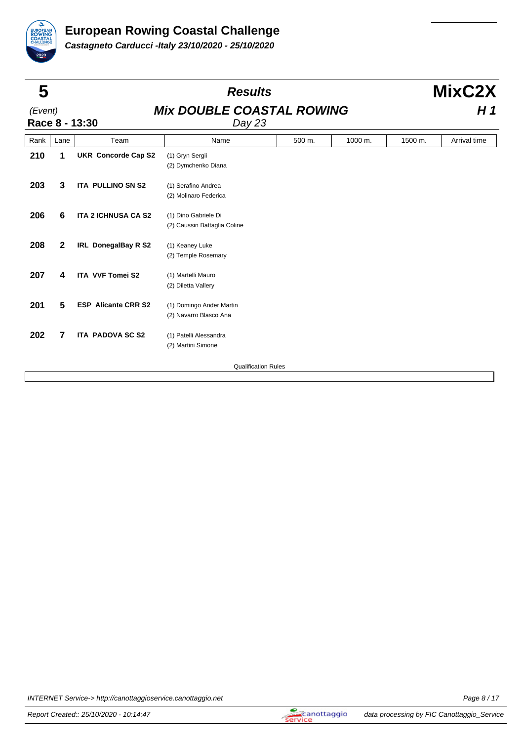# European Rowing Coastal Challenge

***Castagneto Carducci -Italy 23/10/2020 - 25/10/2020***

**5** (Event)

**Race 8 - 13:30**

## *Results*

## *Mix DOUBLE COASTAL ROWING*

*Day 23*

**MixC2X**

***H 1***

| Rank | Lane | Team | Name | 500 m. | 1000 m. | 1500 m. | Arrival time |
|---|---|---|---|---|---|---|---|
| **210** | **1** | **UKR Concorde Cap S2** | (1) Gryn Sergii<br>(2) Dymchenko Diana | | | | |
| **203** | **3** | **ITA PULLINO SN S2** | (1) Serafino Andrea<br>(2) Molinaro Federica | | | | |
| **206** | **6** | **ITA 2 ICHNUSA CA S2** | (1) Dino Gabriele Di<br>(2) Caussin Battaglia Coline | | | | |
| **208** | **2** | **IRL DonegalBay R S2** | (1) Keaney Luke<br>(2) Temple Rosemary | | | | |
| **207** | **4** | **ITA VVF Tomei S2** | (1) Martelli Mauro<br>(2) Diletta Vallery | | | | |
| **201** | **5** | **ESP Alicante CRR S2** | (1) Domingo Ander Martin<br>(2) Navarro Blasco Ana | | | | |
| **202** | **7** | **ITA PADOVA SC S2** | (1) Patelli Alessandra<br>(2) Martini Simone | | | | |

Qualification Rules

INTERNET Service-> http://canottaggioservice.canottaggio.net

Report Created:: 25/10/2020 - 10:14:47

data processing by FIC Canottaggio_Service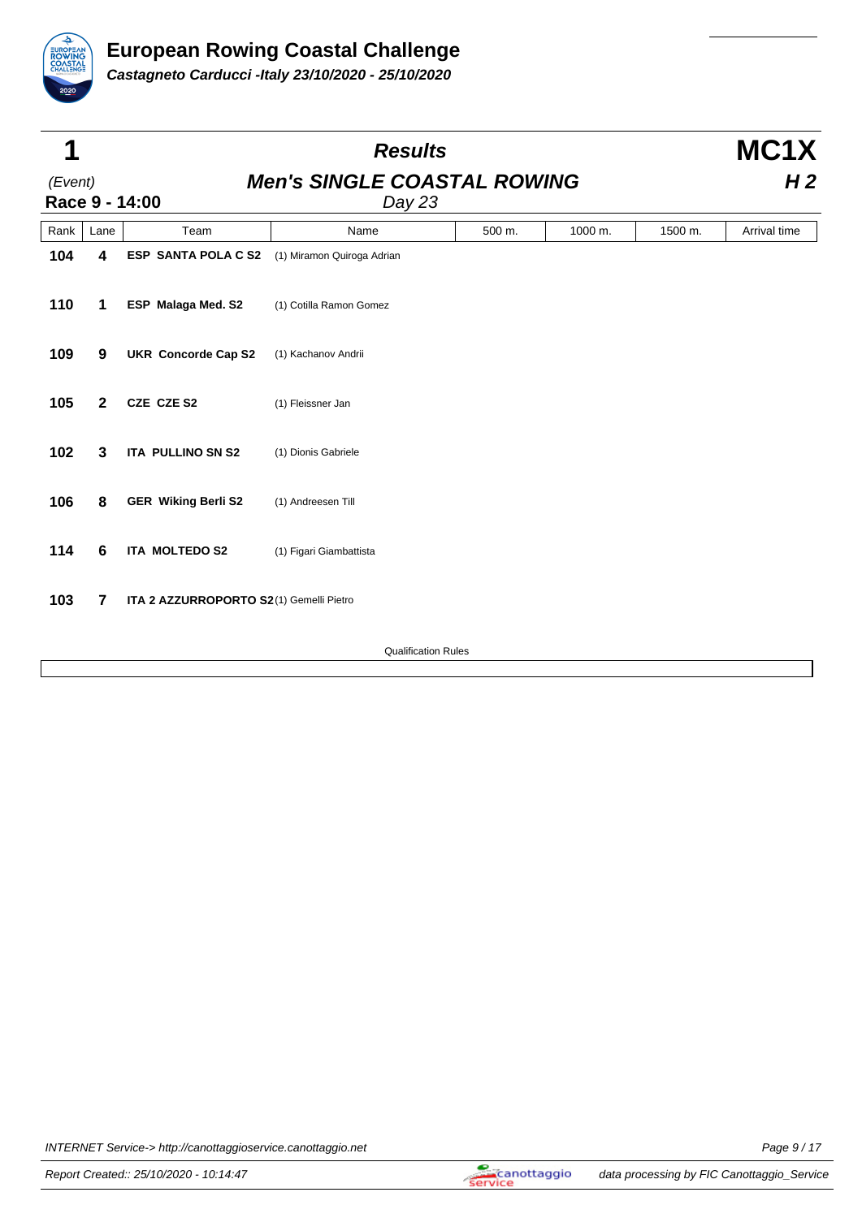# European Rowing Coastal Challenge

***Castagneto Carducci -Italy 23/10/2020 - 25/10/2020***

**1** (Event) **Race 9 - 14:00**

## *Results*

### *Men's SINGLE COASTAL ROWING*

*Day 23*

**MC1X** ***H 2***

| Rank | Lane | Team | Name | 500 m. | 1000 m. | 1500 m. | Arrival time |
|---|---|---|---|---|---|---|---|
| **104** | **4** | **ESP SANTA POLA C S2** | (1) Miramon Quiroga Adrian | | | | |
| **110** | **1** | **ESP Malaga Med. S2** | (1) Cotilla Ramon Gomez | | | | |
| **109** | **9** | **UKR Concorde Cap S2** | (1) Kachanov Andrii | | | | |
| **105** | **2** | **CZE CZE S2** | (1) Fleissner Jan | | | | |
| **102** | **3** | **ITA PULLINO SN S2** | (1) Dionis Gabriele | | | | |
| **106** | **8** | **GER Wiking Berli S2** | (1) Andreesen Till | | | | |
| **114** | **6** | **ITA MOLTEDO S2** | (1) Figari Giambattista | | | | |
| **103** | **7** | **ITA 2 AZZURROPORTO S2** | (1) Gemelli Pietro | | | | |

Qualification Rules

INTERNET Service-> http://canottaggioservice.canottaggio.net

Report Created:: 25/10/2020 - 10:14:47

data processing by FIC Canottaggio_Service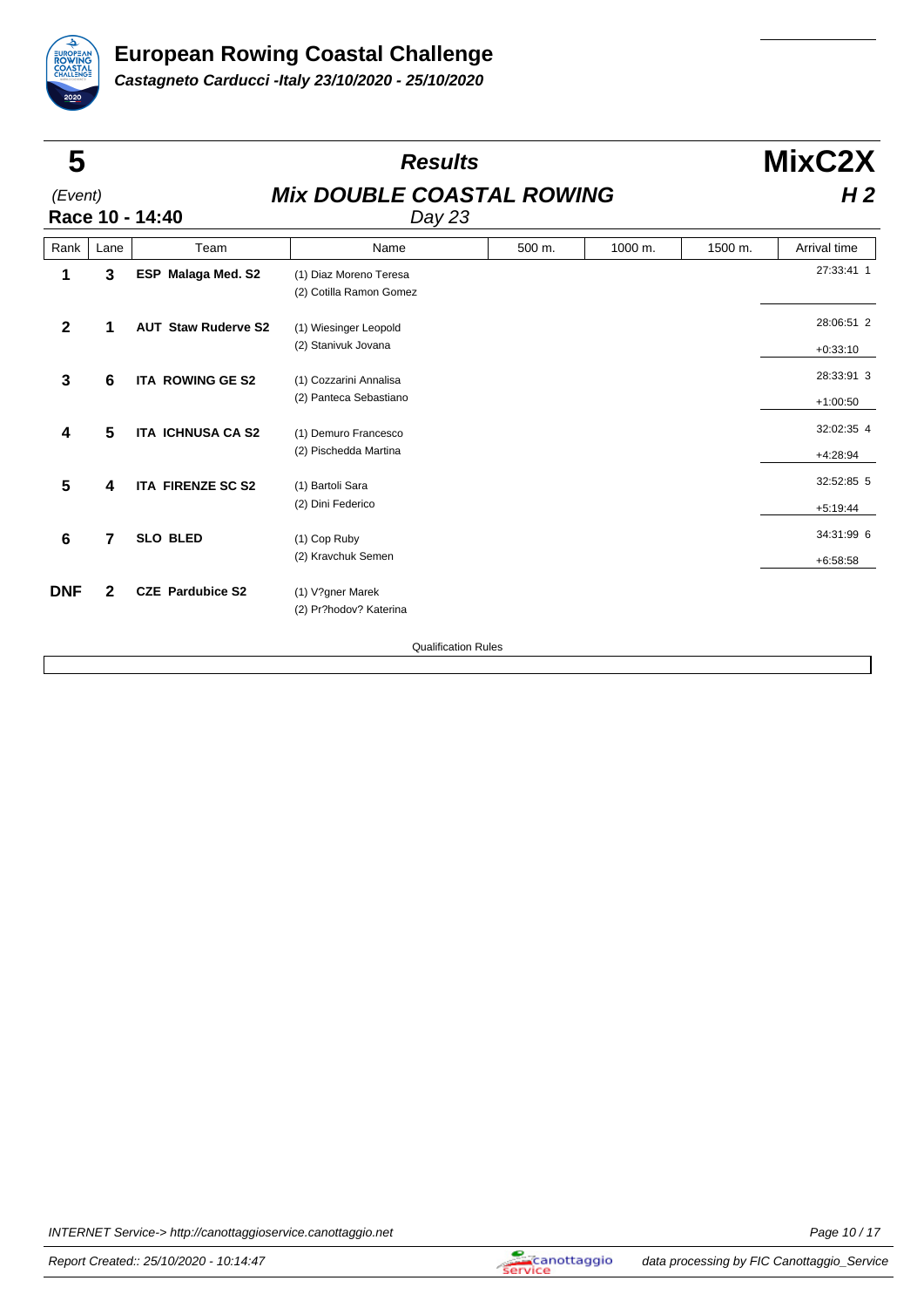# European Rowing Coastal Challenge

***Castagneto Carducci -Italy 23/10/2020 - 25/10/2020***

**5** (Event)

**Race 10 - 14:40**

## *Results*

## *Mix DOUBLE COASTAL ROWING*

*Day 23*

**MixC2X**

***H 2***

| Rank | Lane | Team | Name | 500 m. | 1000 m. | 1500 m. | Arrival time |
|---|---|---|---|---|---|---|---|
| **1** | **3** | **ESP Malaga Med. S2** | (1) Diaz Moreno Teresa<br>(2) Cotilla Ramon Gomez | | | | 27:33:41 1 |
| **2** | **1** | **AUT Staw Ruderve S2** | (1) Wiesinger Leopold<br>(2) Stanivuk Jovana | | | | 28:06:51 2<br>+0:33:10 |
| **3** | **6** | **ITA ROWING GE S2** | (1) Cozzarini Annalisa<br>(2) Panteca Sebastiano | | | | 28:33:91 3<br>+1:00:50 |
| **4** | **5** | **ITA ICHNUSA CA S2** | (1) Demuro Francesco<br>(2) Pischedda Martina | | | | 32:02:35 4<br>+4:28:94 |
| **5** | **4** | **ITA FIRENZE SC S2** | (1) Bartoli Sara<br>(2) Dini Federico | | | | 32:52:85 5<br>+5:19:44 |
| **6** | **7** | **SLO BLED** | (1) Cop Ruby<br>(2) Kravchuk Semen | | | | 34:31:99 6<br>+6:58:58 |
| **DNF** | **2** | **CZE Pardubice S2** | (1) V?gner Marek<br>(2) Pr?hodov? Katerina | | | | |

Qualification Rules

INTERNET Service-> http://canottaggioservice.canottaggio.net

Report Created:: 25/10/2020 - 10:14:47

data processing by FIC Canottaggio_Service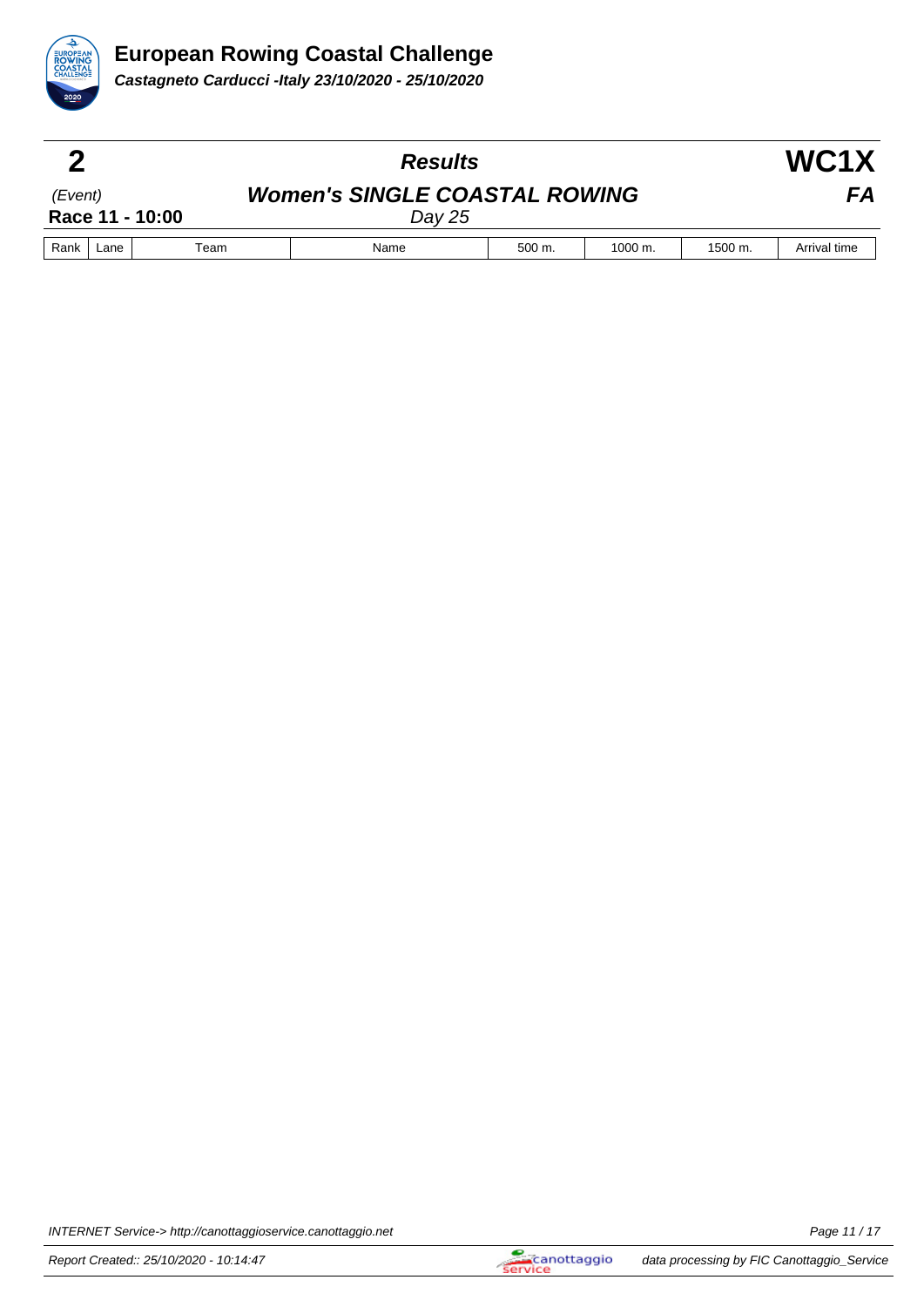# European Rowing Coastal Challenge

***Castagneto Carducci -Italy 23/10/2020 - 25/10/2020***

| **2** | ***Results*** | **WC1X** |
|---|---|---|
| *(Event)* | ***Women's SINGLE COASTAL ROWING*** | ***FA*** |
| **Race 11 - 10:00** | *Day 25* | |

| Rank | Lane | Team | Name | 500 m. | 1000 m. | 1500 m. | Arrival time |
|---|---|---|---|---|---|---|---|

INTERNET Service-> http://canottaggioservice.canottaggio.net

Report Created:: 25/10/2020 - 10:14:47

data processing by FIC Canottaggio_Service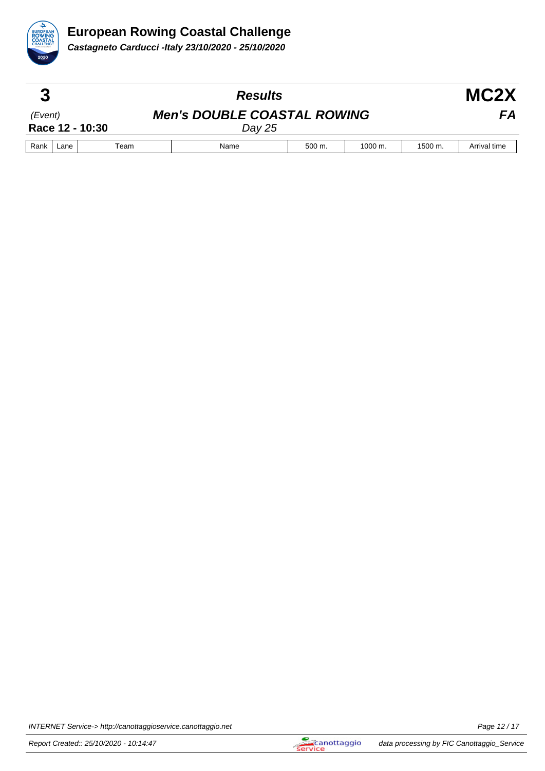# European Rowing Coastal Challenge

***Castagneto Carducci -Italy 23/10/2020 - 25/10/2020***

| **3** | ***Results*** | **MC2X** |
|---|---|---|
| *(Event)* | ***Men's DOUBLE COASTAL ROWING*** | ***FA*** |
| **Race 12 - 10:30** | *Day 25* | |

| Rank | Lane | Team | Name | 500 m. | 1000 m. | 1500 m. | Arrival time |
|---|---|---|---|---|---|---|---|

INTERNET Service-> http://canottaggioservice.canottaggio.net

Report Created:: 25/10/2020 - 10:14:47

data processing by FIC Canottaggio_Service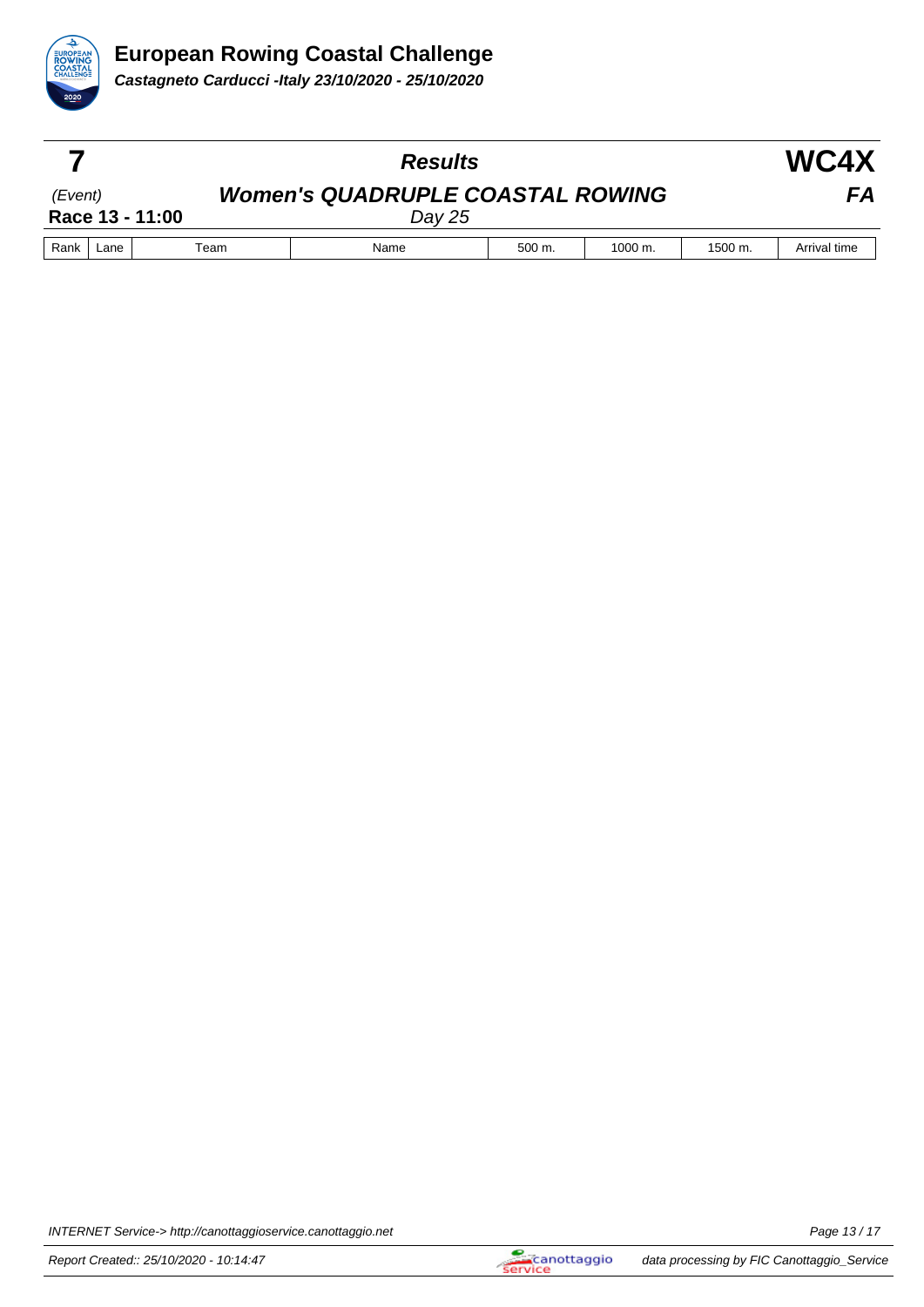# European Rowing Coastal Challenge

***Castagneto Carducci -Italy 23/10/2020 - 25/10/2020***

| **7** | ***Results*** | **WC4X** |
|---|---|---|
| *(Event)* | ***Women's QUADRUPLE COASTAL ROWING*** | ***FA*** |
| **Race 13 - 11:00** | *Day 25* | |

| Rank | Lane | Team | Name | 500 m. | 1000 m. | 1500 m. | Arrival time |
|---|---|---|---|---|---|---|---|

INTERNET Service-> http://canottaggioservice.canottaggio.net

Report Created:: 25/10/2020 - 10:14:47

data processing by FIC Canottaggio_Service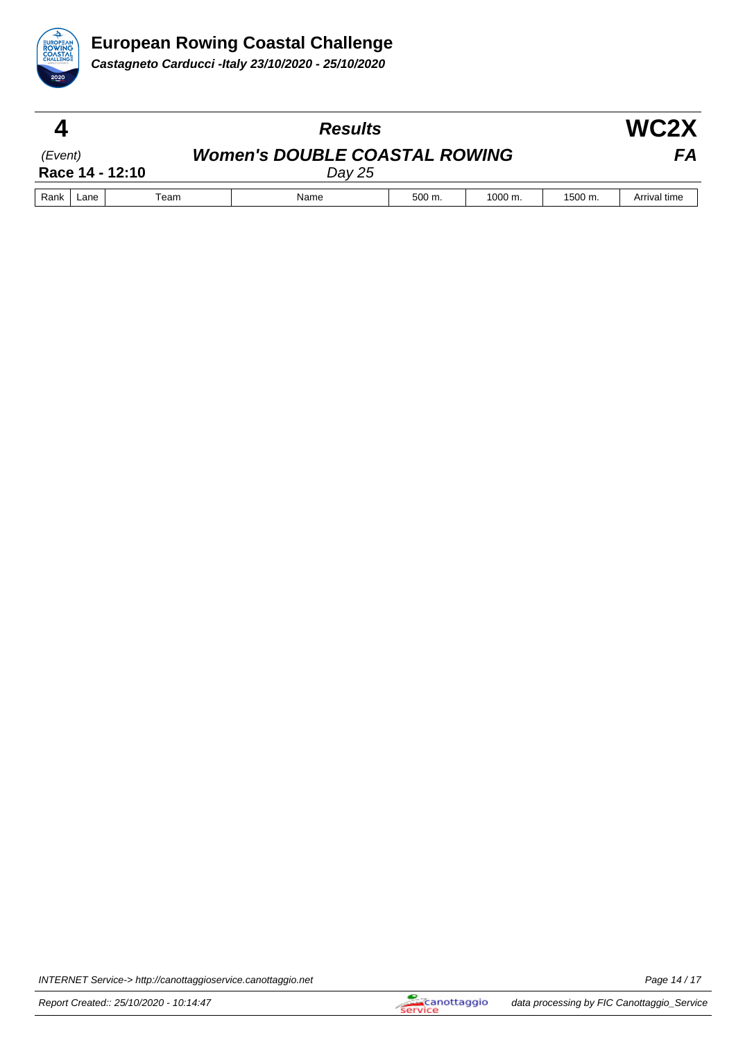# European Rowing Coastal Challenge

***Castagneto Carducci -Italy 23/10/2020 - 25/10/2020***

| **4** | ***Results*** | **WC2X** |
|---|---|---|
| *(Event)* | ***Women's DOUBLE COASTAL ROWING*** | ***FA*** |
| **Race 14 - 12:10** | *Day 25* | |

| Rank | Lane | Team | Name | 500 m. | 1000 m. | 1500 m. | Arrival time |
|---|---|---|---|---|---|---|---|

INTERNET Service-> http://canottaggioservice.canottaggio.net

Report Created:: 25/10/2020 - 10:14:47

data processing by FIC Canottaggio_Service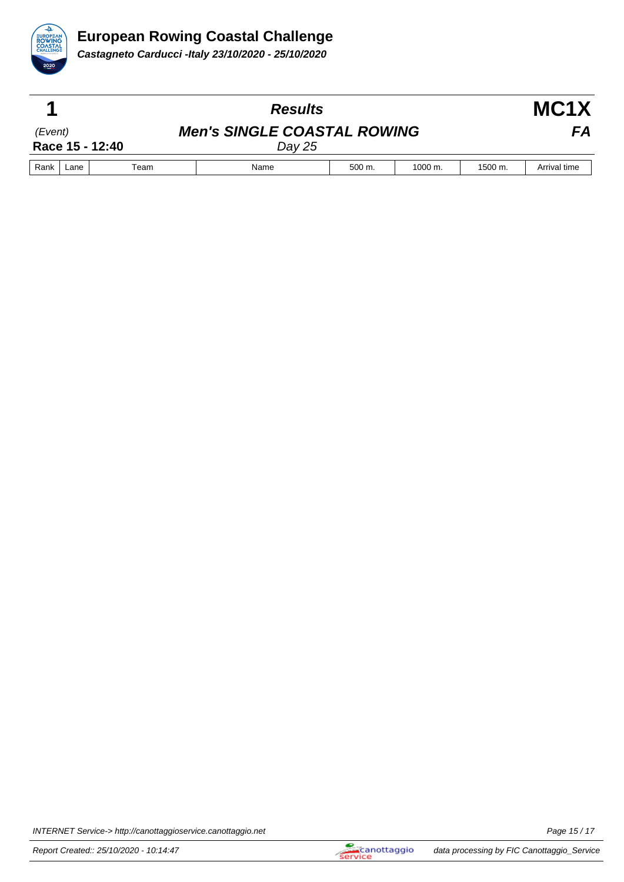# European Rowing Coastal Challenge

***Castagneto Carducci -Italy 23/10/2020 - 25/10/2020***

## 1 — *Results* — MC1X

*(Event)* — ***Men's SINGLE COASTAL ROWING*** — ***FA***

**Race 15 - 12:40** — *Day 25*

| Rank | Lane | Team | Name | 500 m. | 1000 m. | 1500 m. | Arrival time |
|---|---|---|---|---|---|---|---|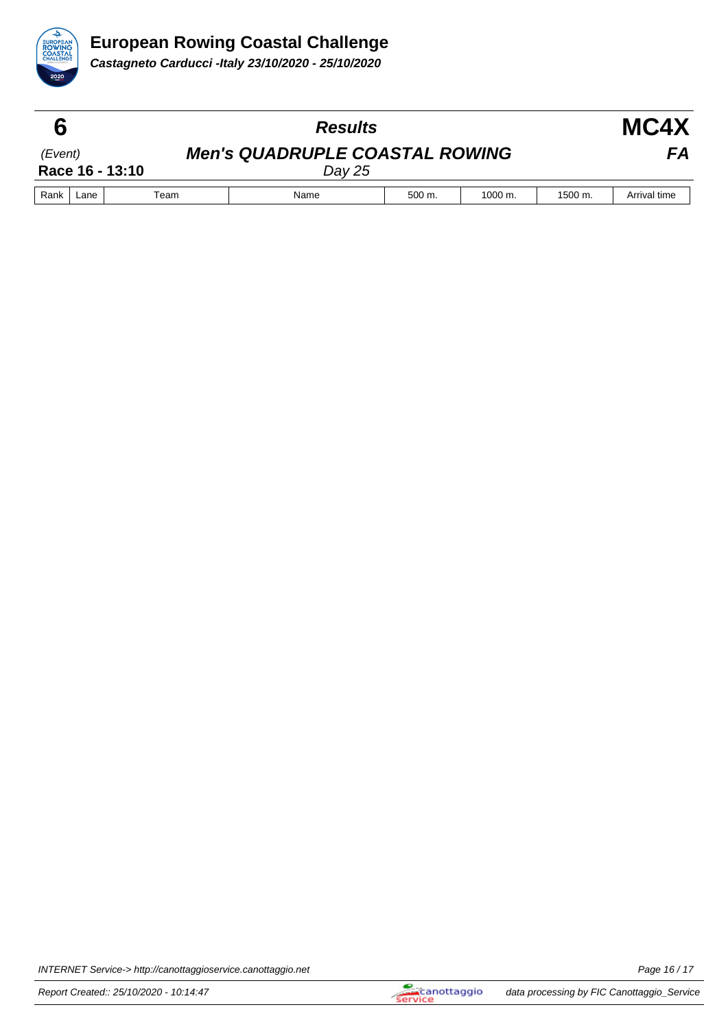# European Rowing Coastal Challenge

***Castagneto Carducci -Italy 23/10/2020 - 25/10/2020***

| **6** | ***Results*** | **MC4X** |
|---|---|---|
| *(Event)* | ***Men's QUADRUPLE COASTAL ROWING*** | ***FA*** |
| **Race 16 - 13:10** | *Day 25* | |

| Rank | Lane | Team | Name | 500 m. | 1000 m. | 1500 m. | Arrival time |
|---|---|---|---|---|---|---|---|

INTERNET Service-> http://canottaggioservice.canottaggio.net

Report Created:: 25/10/2020 - 10:14:47

data processing by FIC Canottaggio_Service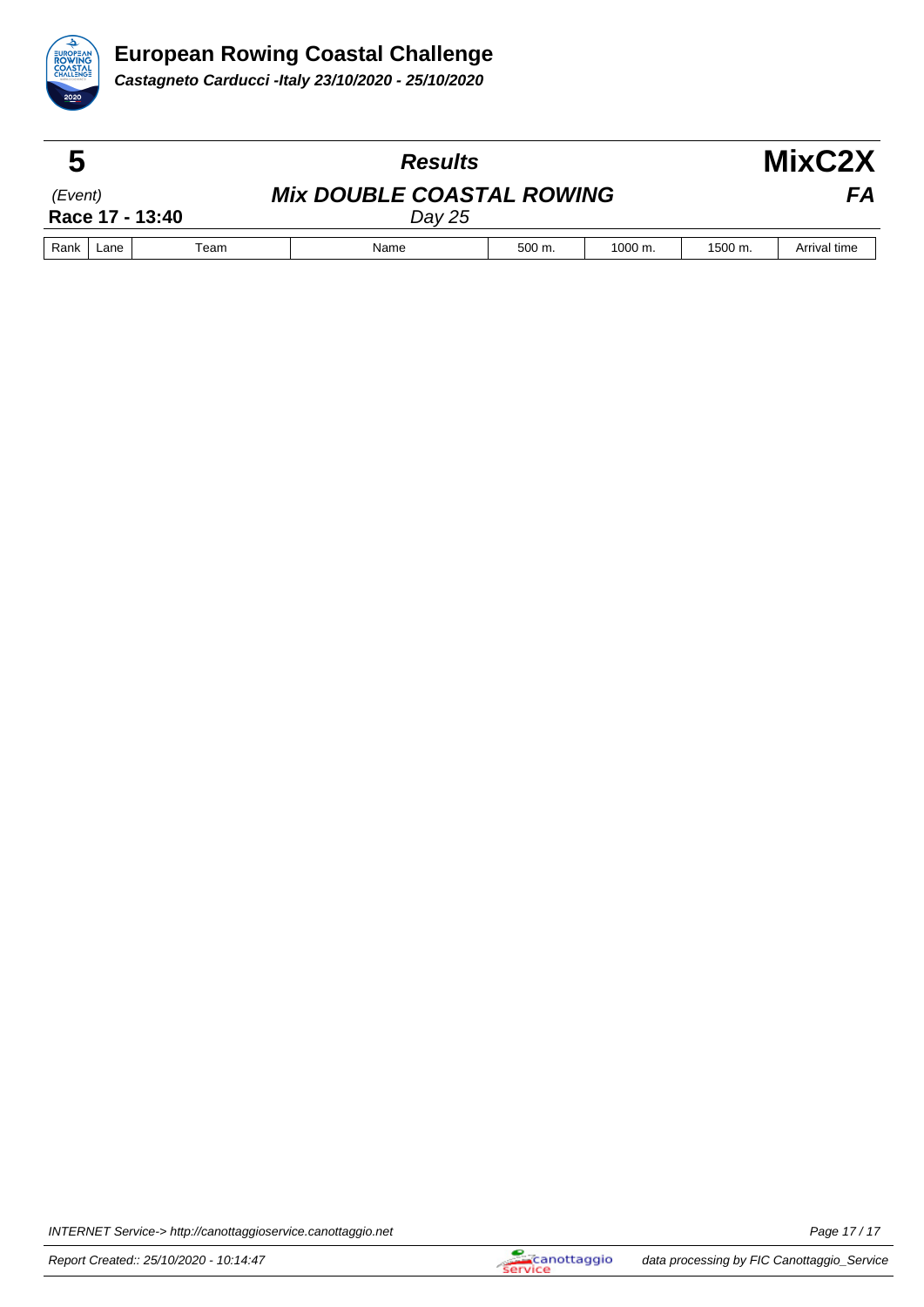# European Rowing Coastal Challenge

***Castagneto Carducci -Italy 23/10/2020 - 25/10/2020***

| 5 | *Results* | MixC2X |
|---|---|---|
| *(Event)* | ***Mix DOUBLE COASTAL ROWING*** | ***FA*** |
| **Race 17 - 13:40** | *Day 25* | |

| Rank | Lane | Team | Name | 500 m. | 1000 m. | 1500 m. | Arrival time |
|---|---|---|---|---|---|---|---|

INTERNET Service-> http://canottaggioservice.canottaggio.net

Report Created:: 25/10/2020 - 10:14:47

data processing by FIC Canottaggio_Service